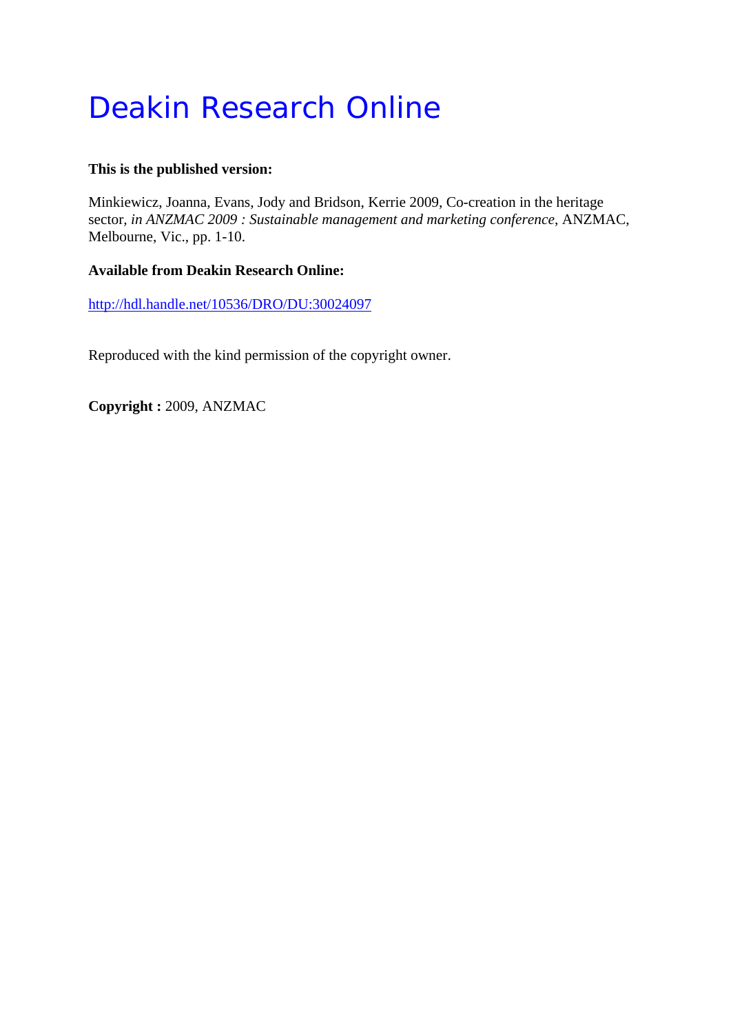# Deakin Research Online

**This is the published version:**

Minkiewicz, Joanna, Evans, Jody and Bridson, Kerrie 2009, Co-creation in the heritage sector*, in ANZMAC 2009 : Sustainable management and marketing conference*, ANZMAC, Melbourne, Vic., pp. 1-10.

**Available from Deakin Research Online:**

http://hdl.handle.net/10536/DRO/DU:30024097

Reproduced with the kind permission of the copyright owner.

**Copyright :** 2009, ANZMAC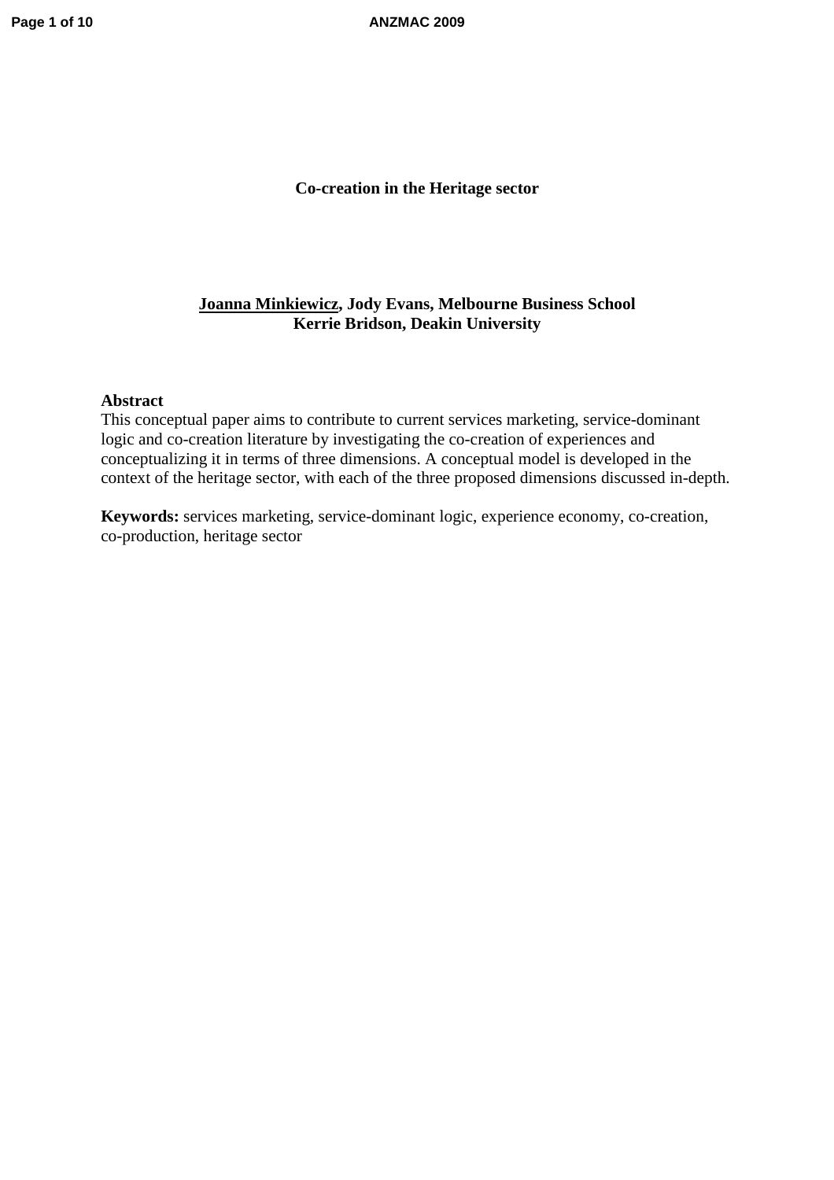# Co-creation in the Heritage sector

**Joanna Minkiewicz, Jody Evans, Melbourne Business School**
**Kerrie Bridson, Deakin University**

**Abstract**

This conceptual paper aims to contribute to current services marketing, service-dominant logic and co-creation literature by investigating the co-creation of experiences and conceptualizing it in terms of three dimensions. A conceptual model is developed in the context of the heritage sector, with each of the three proposed dimensions discussed in-depth.

**Keywords:** services marketing, service-dominant logic, experience economy, co-creation, co-production, heritage sector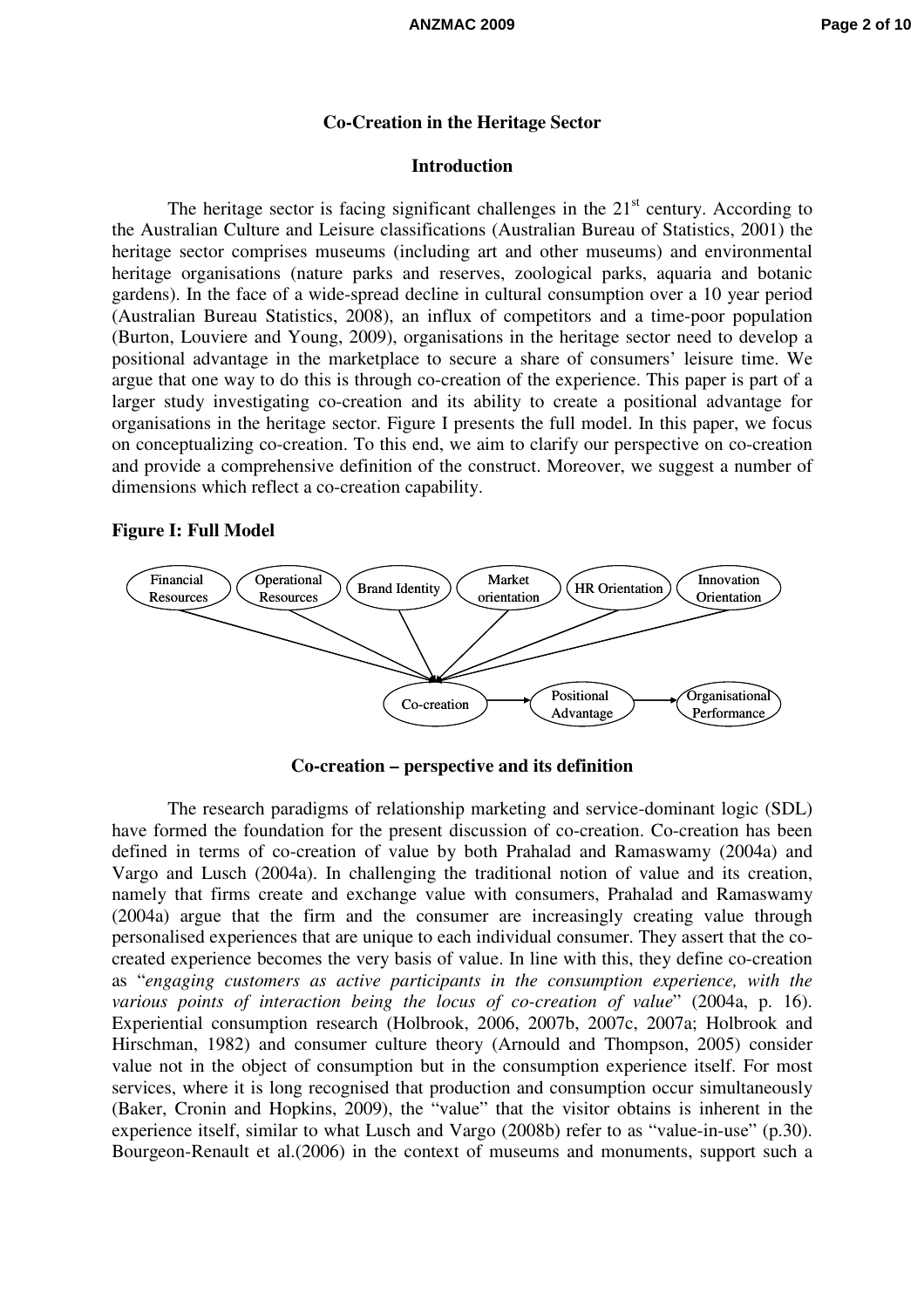## Co-Creation in the Heritage Sector

### Introduction

The heritage sector is facing significant challenges in the 21st century. According to the Australian Culture and Leisure classifications (Australian Bureau of Statistics, 2001) the heritage sector comprises museums (including art and other museums) and environmental heritage organisations (nature parks and reserves, zoological parks, aquaria and botanic gardens). In the face of a wide-spread decline in cultural consumption over a 10 year period (Australian Bureau Statistics, 2008), an influx of competitors and a time-poor population (Burton, Louviere and Young, 2009), organisations in the heritage sector need to develop a positional advantage in the marketplace to secure a share of consumers' leisure time. We argue that one way to do this is through co-creation of the experience. This paper is part of a larger study investigating co-creation and its ability to create a positional advantage for organisations in the heritage sector. Figure I presents the full model. In this paper, we focus on conceptualizing co-creation. To this end, we aim to clarify our perspective on co-creation and provide a comprehensive definition of the construct. Moreover, we suggest a number of dimensions which reflect a co-creation capability.

**Figure I: Full Model**

Financial Resources, Operational Resources, Brand Identity, Market orientation, HR Orientation, Innovation Orientation → Co-creation → Positional Advantage → Organisational Performance

### Co-creation – perspective and its definition

The research paradigms of relationship marketing and service-dominant logic (SDL) have formed the foundation for the present discussion of co-creation. Co-creation has been defined in terms of co-creation of value by both Prahalad and Ramaswamy (2004a) and Vargo and Lusch (2004a). In challenging the traditional notion of value and its creation, namely that firms create and exchange value with consumers, Prahalad and Ramaswamy (2004a) argue that the firm and the consumer are increasingly creating value through personalised experiences that are unique to each individual consumer. They assert that the co-created experience becomes the very basis of value. In line with this, they define co-creation as "*engaging customers as active participants in the consumption experience, with the various points of interaction being the locus of co-creation of value*" (2004a, p. 16). Experiential consumption research (Holbrook, 2006, 2007b, 2007c, 2007a; Holbrook and Hirschman, 1982) and consumer culture theory (Arnould and Thompson, 2005) consider value not in the object of consumption but in the consumption experience itself. For most services, where it is long recognised that production and consumption occur simultaneously (Baker, Cronin and Hopkins, 2009), the "value" that the visitor obtains is inherent in the experience itself, similar to what Lusch and Vargo (2008b) refer to as "value-in-use" (p.30). Bourgeon-Renault et al.(2006) in the context of museums and monuments, support such a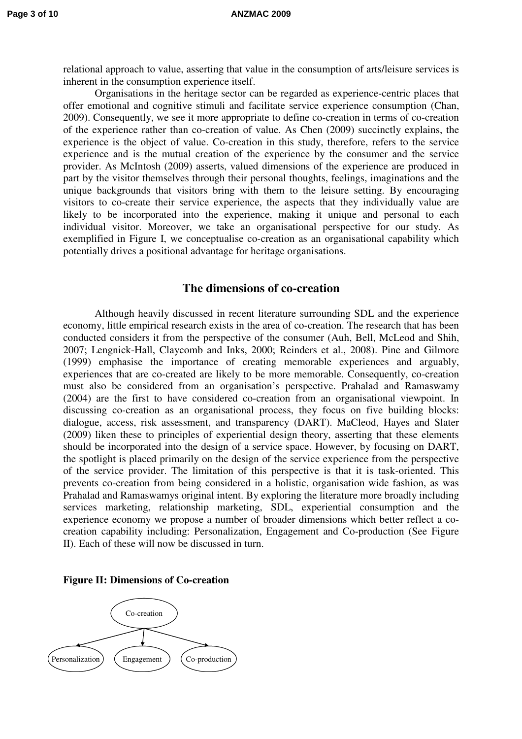relational approach to value, asserting that value in the consumption of arts/leisure services is inherent in the consumption experience itself.

Organisations in the heritage sector can be regarded as experience-centric places that offer emotional and cognitive stimuli and facilitate service experience consumption (Chan, 2009). Consequently, we see it more appropriate to define co-creation in terms of co-creation of the experience rather than co-creation of value. As Chen (2009) succinctly explains, the experience is the object of value. Co-creation in this study, therefore, refers to the service experience and is the mutual creation of the experience by the consumer and the service provider. As McIntosh (2009) asserts, valued dimensions of the experience are produced in part by the visitor themselves through their personal thoughts, feelings, imaginations and the unique backgrounds that visitors bring with them to the leisure setting. By encouraging visitors to co-create their service experience, the aspects that they individually value are likely to be incorporated into the experience, making it unique and personal to each individual visitor. Moreover, we take an organisational perspective for our study. As exemplified in Figure I, we conceptualise co-creation as an organisational capability which potentially drives a positional advantage for heritage organisations.

## The dimensions of co-creation

Although heavily discussed in recent literature surrounding SDL and the experience economy, little empirical research exists in the area of co-creation. The research that has been conducted considers it from the perspective of the consumer (Auh, Bell, McLeod and Shih, 2007; Lengnick-Hall, Claycomb and Inks, 2000; Reinders et al., 2008). Pine and Gilmore (1999) emphasise the importance of creating memorable experiences and arguably, experiences that are co-created are likely to be more memorable. Consequently, co-creation must also be considered from an organisation's perspective. Prahalad and Ramaswamy (2004) are the first to have considered co-creation from an organisational viewpoint. In discussing co-creation as an organisational process, they focus on five building blocks: dialogue, access, risk assessment, and transparency (DART). MaCleod, Hayes and Slater (2009) liken these to principles of experiential design theory, asserting that these elements should be incorporated into the design of a service space. However, by focusing on DART, the spotlight is placed primarily on the design of the service experience from the perspective of the service provider. The limitation of this perspective is that it is task-oriented. This prevents co-creation from being considered in a holistic, organisation wide fashion, as was Prahalad and Ramaswamys original intent. By exploring the literature more broadly including services marketing, relationship marketing, SDL, experiential consumption and the experience economy we propose a number of broader dimensions which better reflect a co-creation capability including: Personalization, Engagement and Co-production (See Figure II). Each of these will now be discussed in turn.

**Figure II: Dimensions of Co-creation**

Co-creation → Personalization, Engagement, Co-production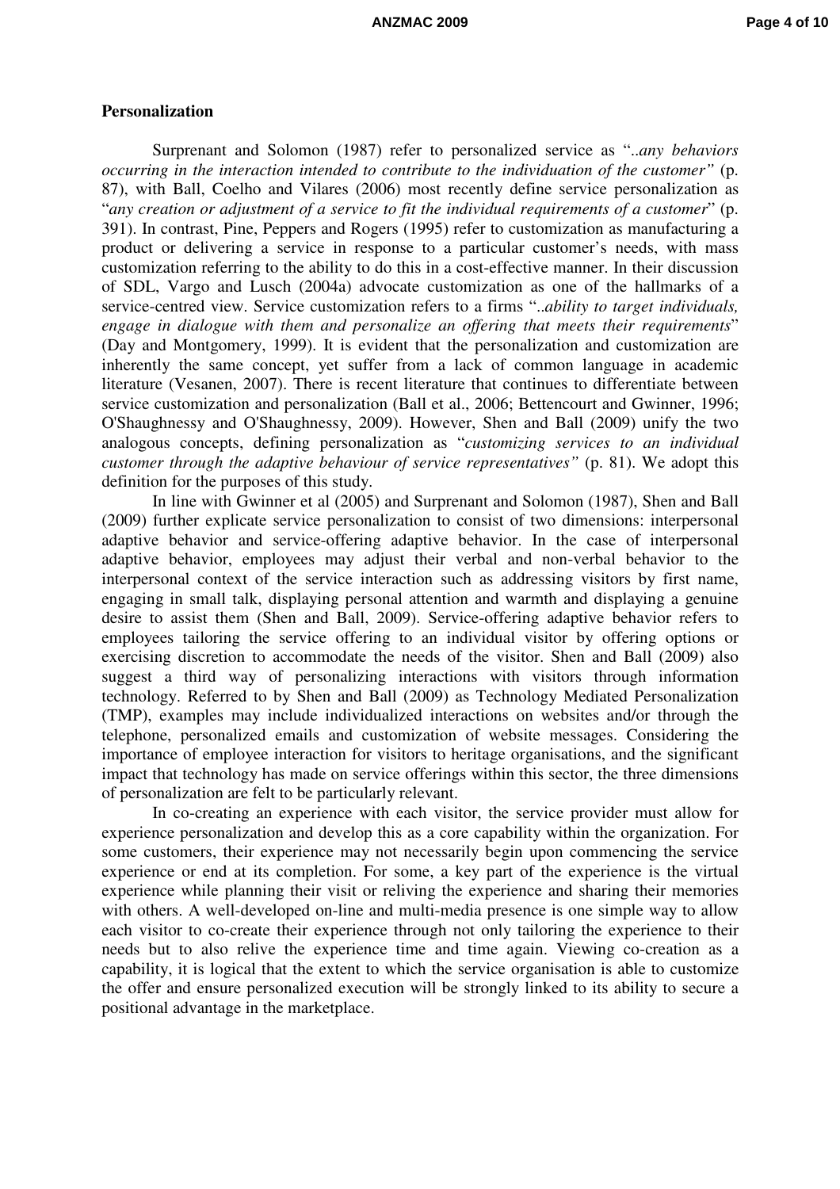**Personalization**

Surprenant and Solomon (1987) refer to personalized service as "*..any behaviors occurring in the interaction intended to contribute to the individuation of the customer"* (p. 87), with Ball, Coelho and Vilares (2006) most recently define service personalization as "*any creation or adjustment of a service to fit the individual requirements of a customer*" (p. 391). In contrast, Pine, Peppers and Rogers (1995) refer to customization as manufacturing a product or delivering a service in response to a particular customer's needs, with mass customization referring to the ability to do this in a cost-effective manner. In their discussion of SDL, Vargo and Lusch (2004a) advocate customization as one of the hallmarks of a service-centred view. Service customization refers to a firms "*..ability to target individuals, engage in dialogue with them and personalize an offering that meets their requirements*" (Day and Montgomery, 1999). It is evident that the personalization and customization are inherently the same concept, yet suffer from a lack of common language in academic literature (Vesanen, 2007). There is recent literature that continues to differentiate between service customization and personalization (Ball et al., 2006; Bettencourt and Gwinner, 1996; O'Shaughnessy and O'Shaughnessy, 2009). However, Shen and Ball (2009) unify the two analogous concepts, defining personalization as "*customizing services to an individual customer through the adaptive behaviour of service representatives"* (p. 81). We adopt this definition for the purposes of this study.

In line with Gwinner et al (2005) and Surprenant and Solomon (1987), Shen and Ball (2009) further explicate service personalization to consist of two dimensions: interpersonal adaptive behavior and service-offering adaptive behavior. In the case of interpersonal adaptive behavior, employees may adjust their verbal and non-verbal behavior to the interpersonal context of the service interaction such as addressing visitors by first name, engaging in small talk, displaying personal attention and warmth and displaying a genuine desire to assist them (Shen and Ball, 2009). Service-offering adaptive behavior refers to employees tailoring the service offering to an individual visitor by offering options or exercising discretion to accommodate the needs of the visitor. Shen and Ball (2009) also suggest a third way of personalizing interactions with visitors through information technology. Referred to by Shen and Ball (2009) as Technology Mediated Personalization (TMP), examples may include individualized interactions on websites and/or through the telephone, personalized emails and customization of website messages. Considering the importance of employee interaction for visitors to heritage organisations, and the significant impact that technology has made on service offerings within this sector, the three dimensions of personalization are felt to be particularly relevant.

In co-creating an experience with each visitor, the service provider must allow for experience personalization and develop this as a core capability within the organization. For some customers, their experience may not necessarily begin upon commencing the service experience or end at its completion. For some, a key part of the experience is the virtual experience while planning their visit or reliving the experience and sharing their memories with others. A well-developed on-line and multi-media presence is one simple way to allow each visitor to co-create their experience through not only tailoring the experience to their needs but to also relive the experience time and time again. Viewing co-creation as a capability, it is logical that the extent to which the service organisation is able to customize the offer and ensure personalized execution will be strongly linked to its ability to secure a positional advantage in the marketplace.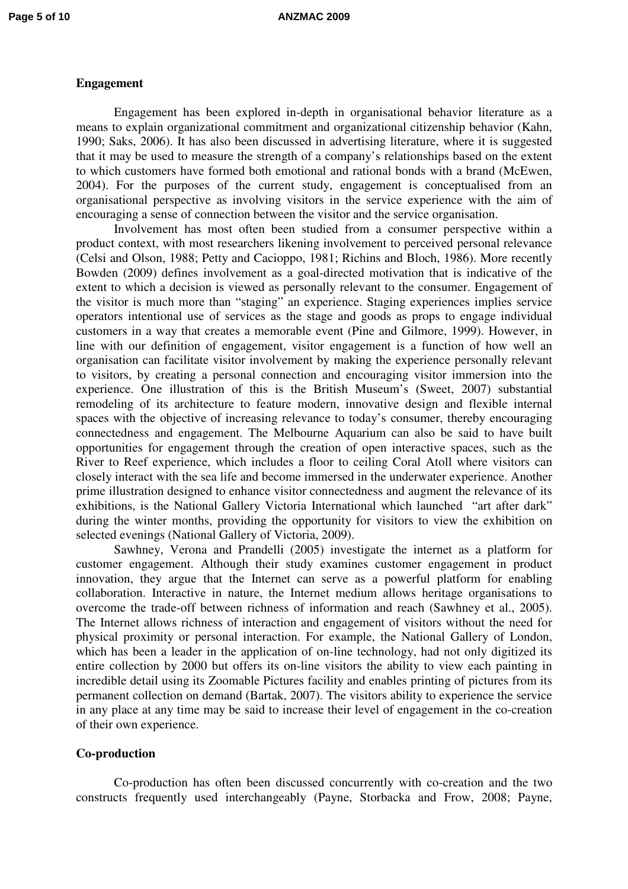**Engagement**

Engagement has been explored in-depth in organisational behavior literature as a means to explain organizational commitment and organizational citizenship behavior (Kahn, 1990; Saks, 2006). It has also been discussed in advertising literature, where it is suggested that it may be used to measure the strength of a company's relationships based on the extent to which customers have formed both emotional and rational bonds with a brand (McEwen, 2004). For the purposes of the current study, engagement is conceptualised from an organisational perspective as involving visitors in the service experience with the aim of encouraging a sense of connection between the visitor and the service organisation.

Involvement has most often been studied from a consumer perspective within a product context, with most researchers likening involvement to perceived personal relevance (Celsi and Olson, 1988; Petty and Cacioppo, 1981; Richins and Bloch, 1986). More recently Bowden (2009) defines involvement as a goal-directed motivation that is indicative of the extent to which a decision is viewed as personally relevant to the consumer. Engagement of the visitor is much more than "staging" an experience. Staging experiences implies service operators intentional use of services as the stage and goods as props to engage individual customers in a way that creates a memorable event (Pine and Gilmore, 1999). However, in line with our definition of engagement, visitor engagement is a function of how well an organisation can facilitate visitor involvement by making the experience personally relevant to visitors, by creating a personal connection and encouraging visitor immersion into the experience. One illustration of this is the British Museum's (Sweet, 2007) substantial remodeling of its architecture to feature modern, innovative design and flexible internal spaces with the objective of increasing relevance to today's consumer, thereby encouraging connectedness and engagement. The Melbourne Aquarium can also be said to have built opportunities for engagement through the creation of open interactive spaces, such as the River to Reef experience, which includes a floor to ceiling Coral Atoll where visitors can closely interact with the sea life and become immersed in the underwater experience. Another prime illustration designed to enhance visitor connectedness and augment the relevance of its exhibitions, is the National Gallery Victoria International which launched "art after dark" during the winter months, providing the opportunity for visitors to view the exhibition on selected evenings (National Gallery of Victoria, 2009).

Sawhney, Verona and Prandelli (2005) investigate the internet as a platform for customer engagement. Although their study examines customer engagement in product innovation, they argue that the Internet can serve as a powerful platform for enabling collaboration. Interactive in nature, the Internet medium allows heritage organisations to overcome the trade-off between richness of information and reach (Sawhney et al., 2005). The Internet allows richness of interaction and engagement of visitors without the need for physical proximity or personal interaction. For example, the National Gallery of London, which has been a leader in the application of on-line technology, had not only digitized its entire collection by 2000 but offers its on-line visitors the ability to view each painting in incredible detail using its Zoomable Pictures facility and enables printing of pictures from its permanent collection on demand (Bartak, 2007). The visitors ability to experience the service in any place at any time may be said to increase their level of engagement in the co-creation of their own experience.

**Co-production**

Co-production has often been discussed concurrently with co-creation and the two constructs frequently used interchangeably (Payne, Storbacka and Frow, 2008; Payne,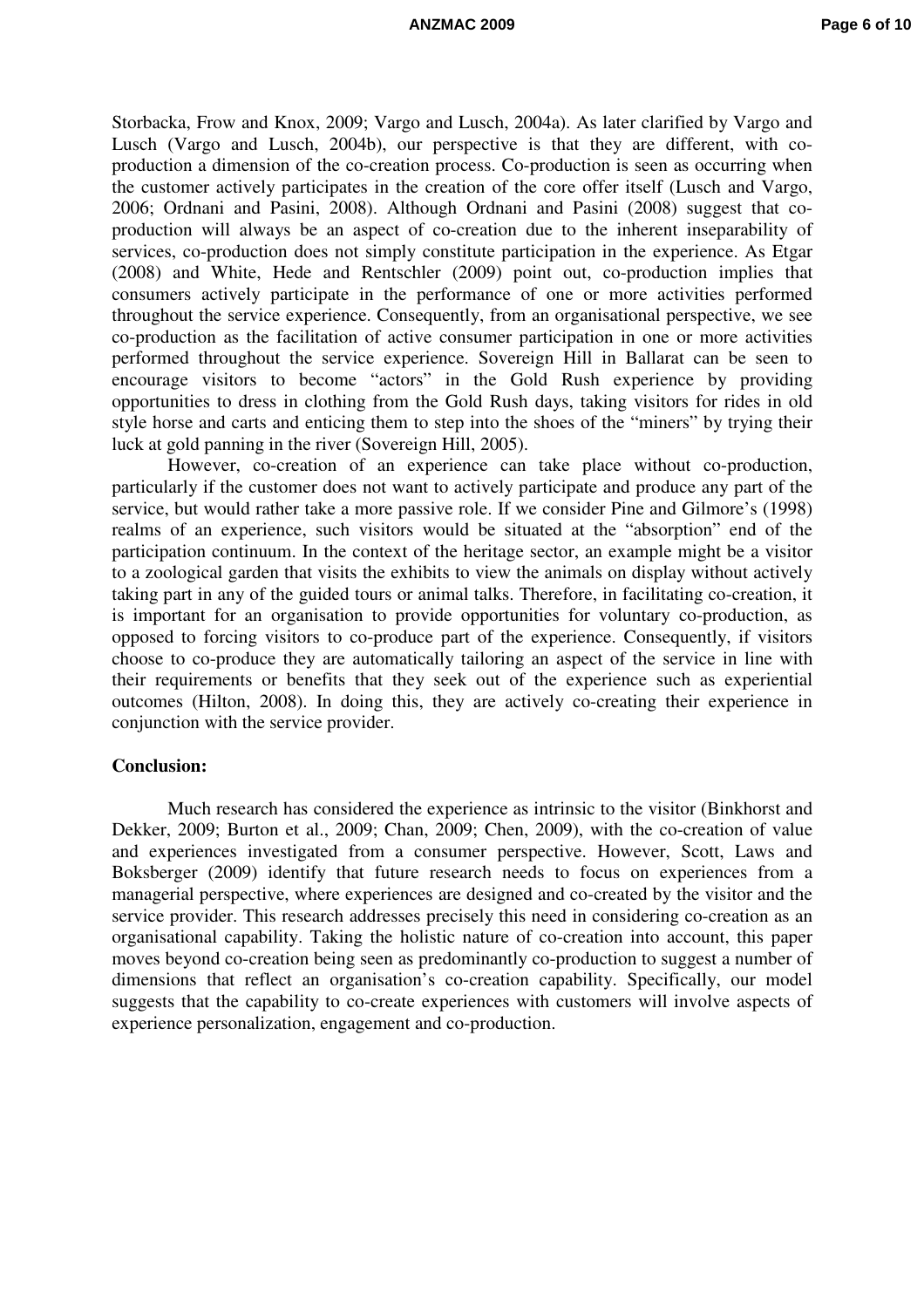Storbacka, Frow and Knox, 2009; Vargo and Lusch, 2004a). As later clarified by Vargo and Lusch (Vargo and Lusch, 2004b), our perspective is that they are different, with co-production a dimension of the co-creation process. Co-production is seen as occurring when the customer actively participates in the creation of the core offer itself (Lusch and Vargo, 2006; Ordnani and Pasini, 2008). Although Ordnani and Pasini (2008) suggest that co-production will always be an aspect of co-creation due to the inherent inseparability of services, co-production does not simply constitute participation in the experience. As Etgar (2008) and White, Hede and Rentschler (2009) point out, co-production implies that consumers actively participate in the performance of one or more activities performed throughout the service experience. Consequently, from an organisational perspective, we see co-production as the facilitation of active consumer participation in one or more activities performed throughout the service experience. Sovereign Hill in Ballarat can be seen to encourage visitors to become "actors" in the Gold Rush experience by providing opportunities to dress in clothing from the Gold Rush days, taking visitors for rides in old style horse and carts and enticing them to step into the shoes of the "miners" by trying their luck at gold panning in the river (Sovereign Hill, 2005).

However, co-creation of an experience can take place without co-production, particularly if the customer does not want to actively participate and produce any part of the service, but would rather take a more passive role. If we consider Pine and Gilmore's (1998) realms of an experience, such visitors would be situated at the "absorption" end of the participation continuum. In the context of the heritage sector, an example might be a visitor to a zoological garden that visits the exhibits to view the animals on display without actively taking part in any of the guided tours or animal talks. Therefore, in facilitating co-creation, it is important for an organisation to provide opportunities for voluntary co-production, as opposed to forcing visitors to co-produce part of the experience. Consequently, if visitors choose to co-produce they are automatically tailoring an aspect of the service in line with their requirements or benefits that they seek out of the experience such as experiential outcomes (Hilton, 2008). In doing this, they are actively co-creating their experience in conjunction with the service provider.

**Conclusion:**

Much research has considered the experience as intrinsic to the visitor (Binkhorst and Dekker, 2009; Burton et al., 2009; Chan, 2009; Chen, 2009), with the co-creation of value and experiences investigated from a consumer perspective. However, Scott, Laws and Boksberger (2009) identify that future research needs to focus on experiences from a managerial perspective, where experiences are designed and co-created by the visitor and the service provider. This research addresses precisely this need in considering co-creation as an organisational capability. Taking the holistic nature of co-creation into account, this paper moves beyond co-creation being seen as predominantly co-production to suggest a number of dimensions that reflect an organisation's co-creation capability. Specifically, our model suggests that the capability to co-create experiences with customers will involve aspects of experience personalization, engagement and co-production.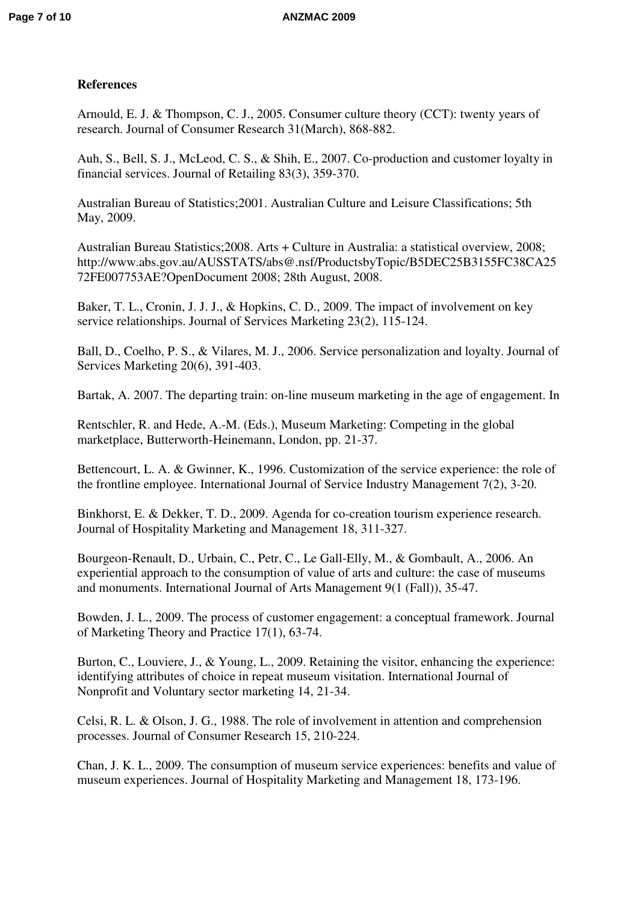## References

Arnould, E. J. & Thompson, C. J., 2005. Consumer culture theory (CCT): twenty years of research. Journal of Consumer Research 31(March), 868-882.

Auh, S., Bell, S. J., McLeod, C. S., & Shih, E., 2007. Co-production and customer loyalty in financial services. Journal of Retailing 83(3), 359-370.

Australian Bureau of Statistics;2001. Australian Culture and Leisure Classifications; 5th May, 2009.

Australian Bureau Statistics;2008. Arts + Culture in Australia: a statistical overview, 2008; http://www.abs.gov.au/AUSSTATS/abs@.nsf/ProductsbyTopic/B5DEC25B3155FC38CA2572FE007753AE?OpenDocument 2008; 28th August, 2008.

Baker, T. L., Cronin, J. J. J., & Hopkins, C. D., 2009. The impact of involvement on key service relationships. Journal of Services Marketing 23(2), 115-124.

Ball, D., Coelho, P. S., & Vilares, M. J., 2006. Service personalization and loyalty. Journal of Services Marketing 20(6), 391-403.

Bartak, A. 2007. The departing train: on-line museum marketing in the age of engagement. In

Rentschler, R. and Hede, A.-M. (Eds.), Museum Marketing: Competing in the global marketplace, Butterworth-Heinemann, London, pp. 21-37.

Bettencourt, L. A. & Gwinner, K., 1996. Customization of the service experience: the role of the frontline employee. International Journal of Service Industry Management 7(2), 3-20.

Binkhorst, E. & Dekker, T. D., 2009. Agenda for co-creation tourism experience research. Journal of Hospitality Marketing and Management 18, 311-327.

Bourgeon-Renault, D., Urbain, C., Petr, C., Le Gall-Elly, M., & Gombault, A., 2006. An experiential approach to the consumption of value of arts and culture: the case of museums and monuments. International Journal of Arts Management 9(1 (Fall)), 35-47.

Bowden, J. L., 2009. The process of customer engagement: a conceptual framework. Journal of Marketing Theory and Practice 17(1), 63-74.

Burton, C., Louviere, J., & Young, L., 2009. Retaining the visitor, enhancing the experience: identifying attributes of choice in repeat museum visitation. International Journal of Nonprofit and Voluntary sector marketing 14, 21-34.

Celsi, R. L. & Olson, J. G., 1988. The role of involvement in attention and comprehension processes. Journal of Consumer Research 15, 210-224.

Chan, J. K. L., 2009. The consumption of museum service experiences: benefits and value of museum experiences. Journal of Hospitality Marketing and Management 18, 173-196.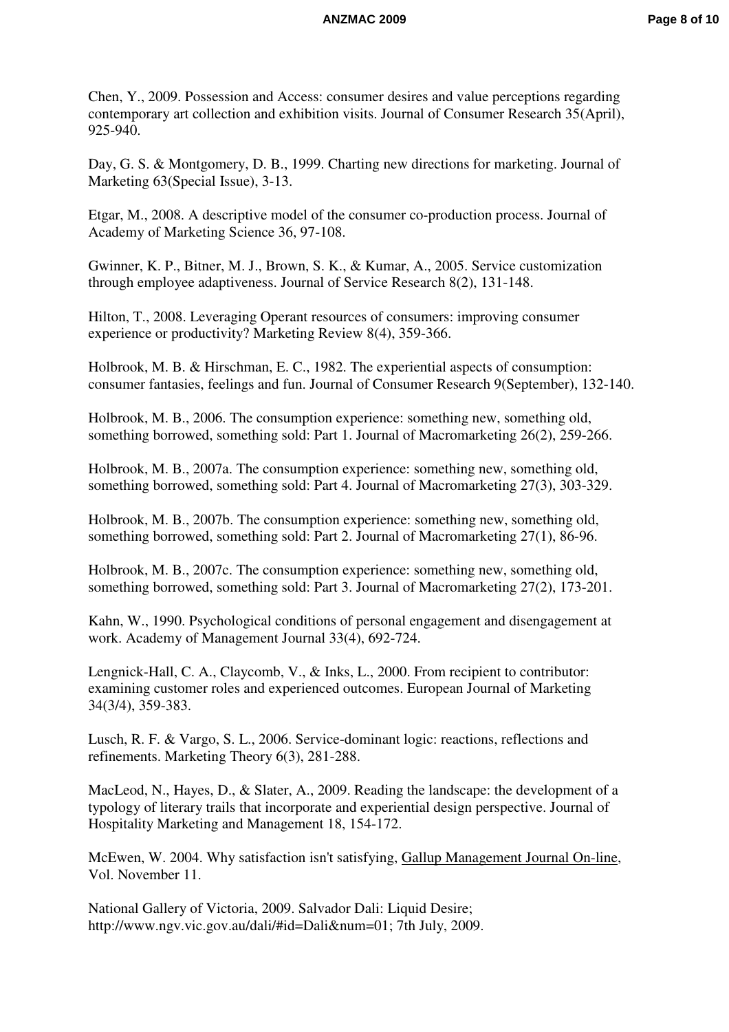Chen, Y., 2009. Possession and Access: consumer desires and value perceptions regarding contemporary art collection and exhibition visits. Journal of Consumer Research 35(April), 925-940.

Day, G. S. & Montgomery, D. B., 1999. Charting new directions for marketing. Journal of Marketing 63(Special Issue), 3-13.

Etgar, M., 2008. A descriptive model of the consumer co-production process. Journal of Academy of Marketing Science 36, 97-108.

Gwinner, K. P., Bitner, M. J., Brown, S. K., & Kumar, A., 2005. Service customization through employee adaptiveness. Journal of Service Research 8(2), 131-148.

Hilton, T., 2008. Leveraging Operant resources of consumers: improving consumer experience or productivity? Marketing Review 8(4), 359-366.

Holbrook, M. B. & Hirschman, E. C., 1982. The experiential aspects of consumption: consumer fantasies, feelings and fun. Journal of Consumer Research 9(September), 132-140.

Holbrook, M. B., 2006. The consumption experience: something new, something old, something borrowed, something sold: Part 1. Journal of Macromarketing 26(2), 259-266.

Holbrook, M. B., 2007a. The consumption experience: something new, something old, something borrowed, something sold: Part 4. Journal of Macromarketing 27(3), 303-329.

Holbrook, M. B., 2007b. The consumption experience: something new, something old, something borrowed, something sold: Part 2. Journal of Macromarketing 27(1), 86-96.

Holbrook, M. B., 2007c. The consumption experience: something new, something old, something borrowed, something sold: Part 3. Journal of Macromarketing 27(2), 173-201.

Kahn, W., 1990. Psychological conditions of personal engagement and disengagement at work. Academy of Management Journal 33(4), 692-724.

Lengnick-Hall, C. A., Claycomb, V., & Inks, L., 2000. From recipient to contributor: examining customer roles and experienced outcomes. European Journal of Marketing 34(3/4), 359-383.

Lusch, R. F. & Vargo, S. L., 2006. Service-dominant logic: reactions, reflections and refinements. Marketing Theory 6(3), 281-288.

MacLeod, N., Hayes, D., & Slater, A., 2009. Reading the landscape: the development of a typology of literary trails that incorporate and experiential design perspective. Journal of Hospitality Marketing and Management 18, 154-172.

McEwen, W. 2004. Why satisfaction isn't satisfying, Gallup Management Journal On-line, Vol. November 11.

National Gallery of Victoria, 2009. Salvador Dali: Liquid Desire; http://www.ngv.vic.gov.au/dali/#id=Dali&num=01; 7th July, 2009.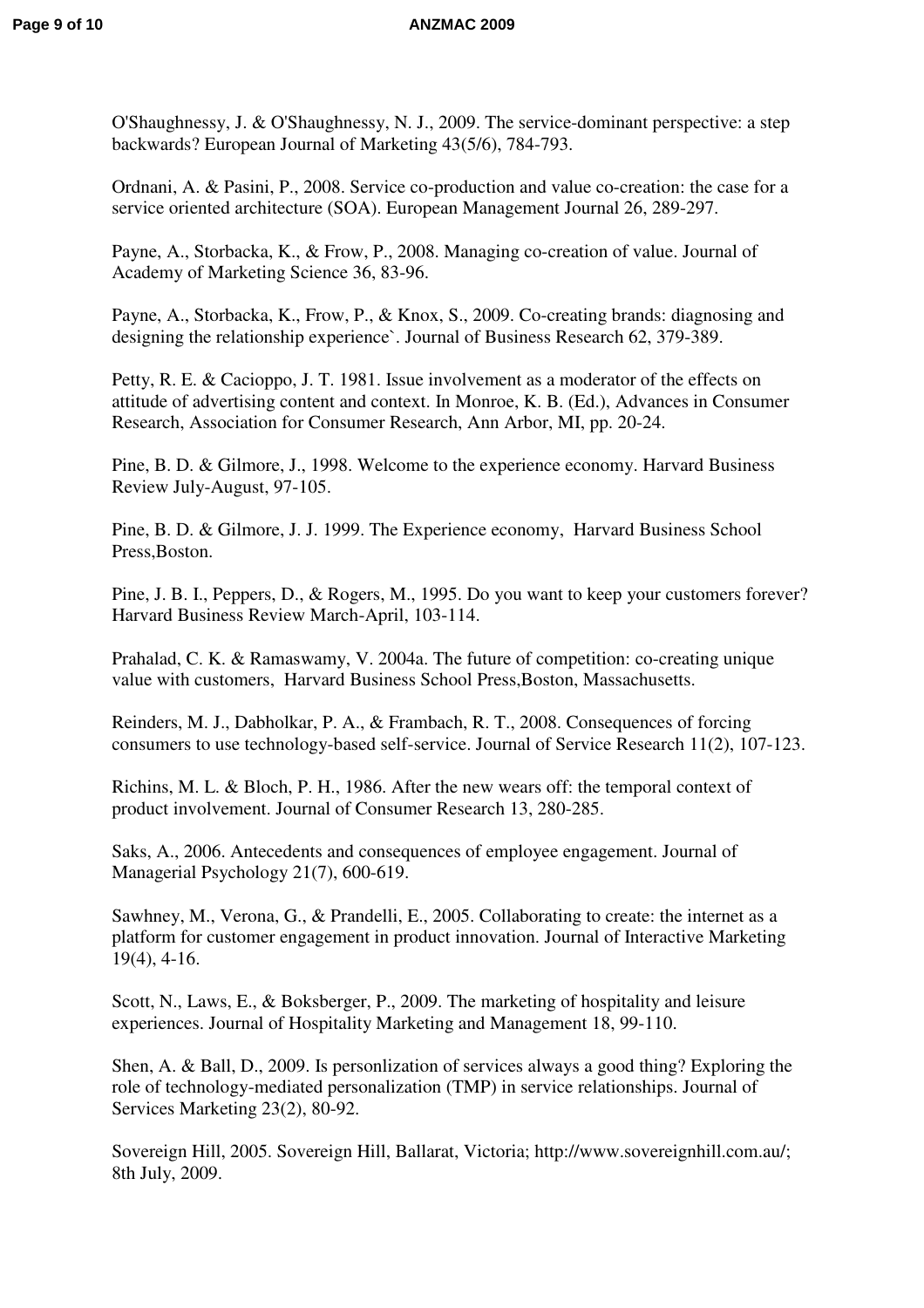O'Shaughnessy, J. & O'Shaughnessy, N. J., 2009. The service-dominant perspective: a step backwards? European Journal of Marketing 43(5/6), 784-793.

Ordnani, A. & Pasini, P., 2008. Service co-production and value co-creation: the case for a service oriented architecture (SOA). European Management Journal 26, 289-297.

Payne, A., Storbacka, K., & Frow, P., 2008. Managing co-creation of value. Journal of Academy of Marketing Science 36, 83-96.

Payne, A., Storbacka, K., Frow, P., & Knox, S., 2009. Co-creating brands: diagnosing and designing the relationship experience`. Journal of Business Research 62, 379-389.

Petty, R. E. & Cacioppo, J. T. 1981. Issue involvement as a moderator of the effects on attitude of advertising content and context. In Monroe, K. B. (Ed.), Advances in Consumer Research, Association for Consumer Research, Ann Arbor, MI, pp. 20-24.

Pine, B. D. & Gilmore, J., 1998. Welcome to the experience economy. Harvard Business Review July-August, 97-105.

Pine, B. D. & Gilmore, J. J. 1999. The Experience economy, Harvard Business School Press,Boston.

Pine, J. B. I., Peppers, D., & Rogers, M., 1995. Do you want to keep your customers forever? Harvard Business Review March-April, 103-114.

Prahalad, C. K. & Ramaswamy, V. 2004a. The future of competition: co-creating unique value with customers, Harvard Business School Press,Boston, Massachusetts.

Reinders, M. J., Dabholkar, P. A., & Frambach, R. T., 2008. Consequences of forcing consumers to use technology-based self-service. Journal of Service Research 11(2), 107-123.

Richins, M. L. & Bloch, P. H., 1986. After the new wears off: the temporal context of product involvement. Journal of Consumer Research 13, 280-285.

Saks, A., 2006. Antecedents and consequences of employee engagement. Journal of Managerial Psychology 21(7), 600-619.

Sawhney, M., Verona, G., & Prandelli, E., 2005. Collaborating to create: the internet as a platform for customer engagement in product innovation. Journal of Interactive Marketing 19(4), 4-16.

Scott, N., Laws, E., & Boksberger, P., 2009. The marketing of hospitality and leisure experiences. Journal of Hospitality Marketing and Management 18, 99-110.

Shen, A. & Ball, D., 2009. Is personlization of services always a good thing? Exploring the role of technology-mediated personalization (TMP) in service relationships. Journal of Services Marketing 23(2), 80-92.

Sovereign Hill, 2005. Sovereign Hill, Ballarat, Victoria; http://www.sovereignhill.com.au/; 8th July, 2009.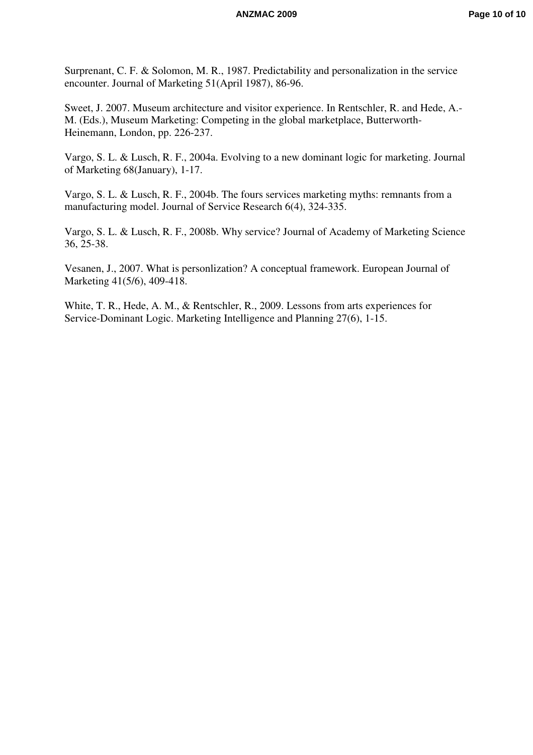Surprenant, C. F. & Solomon, M. R., 1987. Predictability and personalization in the service encounter. Journal of Marketing 51(April 1987), 86-96.

Sweet, J. 2007. Museum architecture and visitor experience. In Rentschler, R. and Hede, A.-M. (Eds.), Museum Marketing: Competing in the global marketplace, Butterworth-Heinemann, London, pp. 226-237.

Vargo, S. L. & Lusch, R. F., 2004a. Evolving to a new dominant logic for marketing. Journal of Marketing 68(January), 1-17.

Vargo, S. L. & Lusch, R. F., 2004b. The fours services marketing myths: remnants from a manufacturing model. Journal of Service Research 6(4), 324-335.

Vargo, S. L. & Lusch, R. F., 2008b. Why service? Journal of Academy of Marketing Science 36, 25-38.

Vesanen, J., 2007. What is personlization? A conceptual framework. European Journal of Marketing 41(5/6), 409-418.

White, T. R., Hede, A. M., & Rentschler, R., 2009. Lessons from arts experiences for Service-Dominant Logic. Marketing Intelligence and Planning 27(6), 1-15.